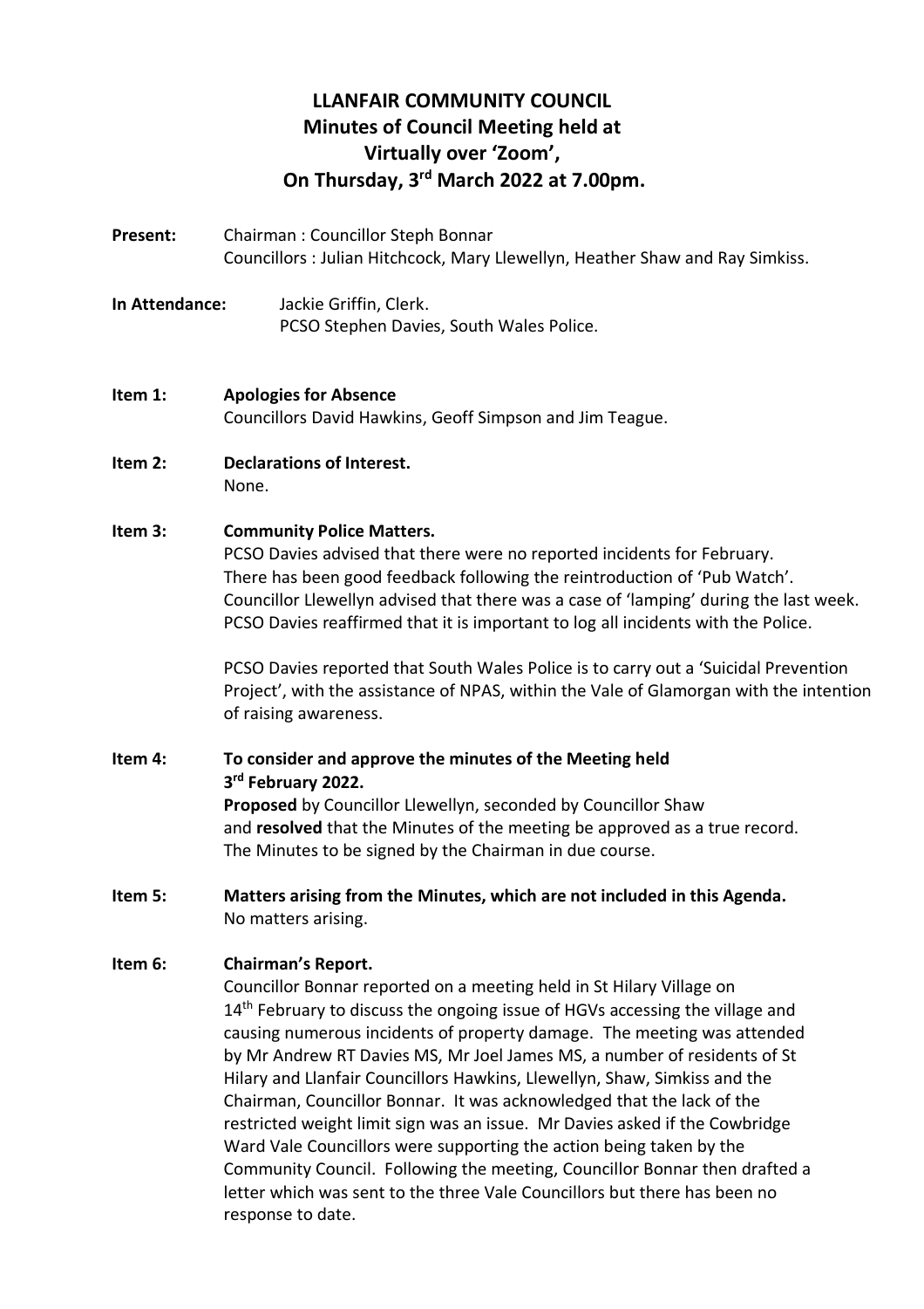# LLANFAIR COMMUNITY COUNCIL
## Minutes of Council Meeting held at Virtually over 'Zoom', On Thursday, 3rd March 2022 at 7.00pm.

**Present:** Chairman : Councillor Steph Bonnar
Councillors : Julian Hitchcock, Mary Llewellyn, Heather Shaw and Ray Simkiss.

**In Attendance:** Jackie Griffin, Clerk.
PCSO Stephen Davies, South Wales Police.

**Item 1: Apologies for Absence**
Councillors David Hawkins, Geoff Simpson and Jim Teague.

**Item 2: Declarations of Interest.**
None.

**Item 3: Community Police Matters.**
PCSO Davies advised that there were no reported incidents for February.
There has been good feedback following the reintroduction of 'Pub Watch'.
Councillor Llewellyn advised that there was a case of 'lamping' during the last week.
PCSO Davies reaffirmed that it is important to log all incidents with the Police.

PCSO Davies reported that South Wales Police is to carry out a 'Suicidal Prevention Project', with the assistance of NPAS, within the Vale of Glamorgan with the intention of raising awareness.

**Item 4: To consider and approve the minutes of the Meeting held 3rd February 2022.**
**Proposed** by Councillor Llewellyn, seconded by Councillor Shaw and **resolved** that the Minutes of the meeting be approved as a true record.
The Minutes to be signed by the Chairman in due course.

**Item 5: Matters arising from the Minutes, which are not included in this Agenda.**
No matters arising.

**Item 6: Chairman's Report.**
Councillor Bonnar reported on a meeting held in St Hilary Village on 14th February to discuss the ongoing issue of HGVs accessing the village and causing numerous incidents of property damage. The meeting was attended by Mr Andrew RT Davies MS, Mr Joel James MS, a number of residents of St Hilary and Llanfair Councillors Hawkins, Llewellyn, Shaw, Simkiss and the Chairman, Councillor Bonnar. It was acknowledged that the lack of the restricted weight limit sign was an issue. Mr Davies asked if the Cowbridge Ward Vale Councillors were supporting the action being taken by the Community Council. Following the meeting, Councillor Bonnar then drafted a letter which was sent to the three Vale Councillors but there has been no response to date.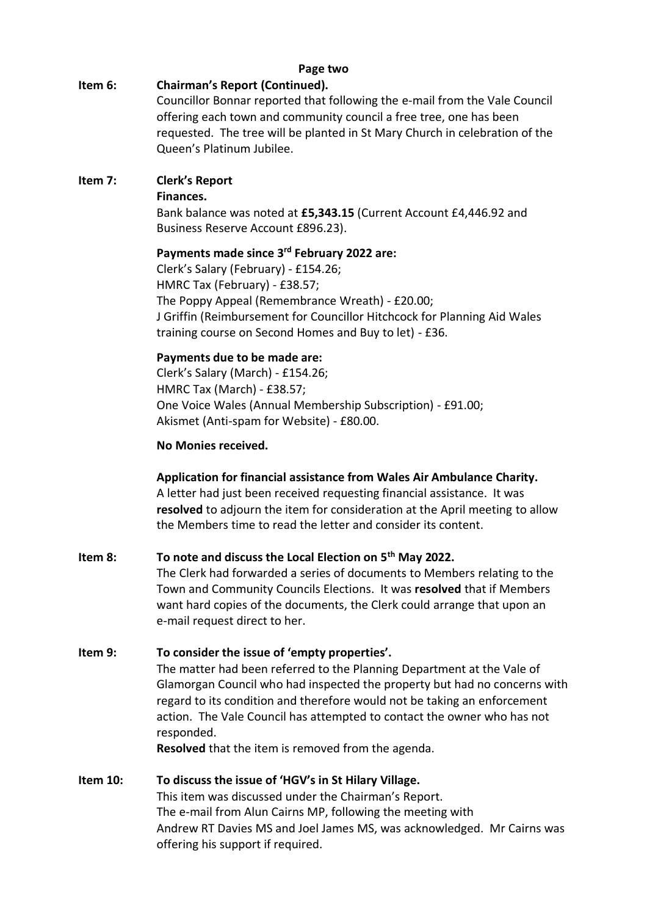**Page two**

**Item 6: Chairman's Report (Continued).**

Councillor Bonnar reported that following the e-mail from the Vale Council offering each town and community council a free tree, one has been requested. The tree will be planted in St Mary Church in celebration of the Queen's Platinum Jubilee.

**Item 7: Clerk's Report**

**Finances.**

Bank balance was noted at **£5,343.15** (Current Account £4,446.92 and Business Reserve Account £896.23).

**Payments made since 3rd February 2022 are:**

Clerk's Salary (February) - £154.26;
HMRC Tax (February) - £38.57;
The Poppy Appeal (Remembrance Wreath) - £20.00;
J Griffin (Reimbursement for Councillor Hitchcock for Planning Aid Wales training course on Second Homes and Buy to let) - £36.

**Payments due to be made are:**

Clerk's Salary (March) - £154.26;
HMRC Tax (March) - £38.57;
One Voice Wales (Annual Membership Subscription) - £91.00;
Akismet (Anti-spam for Website) - £80.00.

**No Monies received.**

**Application for financial assistance from Wales Air Ambulance Charity.**

A letter had just been received requesting financial assistance. It was **resolved** to adjourn the item for consideration at the April meeting to allow the Members time to read the letter and consider its content.

**Item 8: To note and discuss the Local Election on 5th May 2022.**

The Clerk had forwarded a series of documents to Members relating to the Town and Community Councils Elections. It was **resolved** that if Members want hard copies of the documents, the Clerk could arrange that upon an e-mail request direct to her.

**Item 9: To consider the issue of 'empty properties'.**

The matter had been referred to the Planning Department at the Vale of Glamorgan Council who had inspected the property but had no concerns with regard to its condition and therefore would not be taking an enforcement action. The Vale Council has attempted to contact the owner who has not responded.

**Resolved** that the item is removed from the agenda.

**Item 10: To discuss the issue of 'HGV's in St Hilary Village.**

This item was discussed under the Chairman's Report.
The e-mail from Alun Cairns MP, following the meeting with Andrew RT Davies MS and Joel James MS, was acknowledged. Mr Cairns was offering his support if required.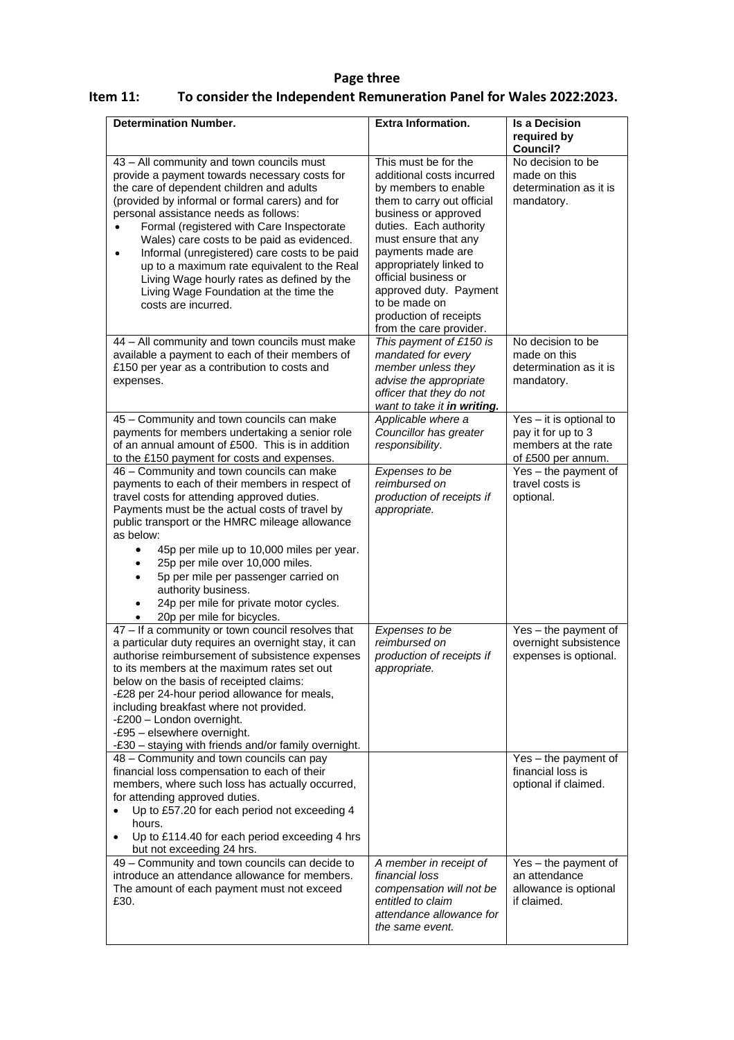**Page three**

## Item 11: To consider the Independent Remuneration Panel for Wales 2022:2023.

| Determination Number. | Extra Information. | Is a Decision required by Council? |
|---|---|---|
| 43 – All community and town councils must provide a payment towards necessary costs for the care of dependent children and adults (provided by informal or formal carers) and for personal assistance needs as follows:<br>• Formal (registered with Care Inspectorate Wales) care costs to be paid as evidenced.<br>• Informal (unregistered) care costs to be paid up to a maximum rate equivalent to the Real Living Wage hourly rates as defined by the Living Wage Foundation at the time the costs are incurred. | This must be for the additional costs incurred by members to enable them to carry out official business or approved duties. Each authority must ensure that any payments made are appropriately linked to official business or approved duty. Payment to be made on production of receipts from the care provider. | No decision to be made on this determination as it is mandatory. |
| 44 – All community and town councils must make available a payment to each of their members of £150 per year as a contribution to costs and expenses. | *This payment of £150 is mandated for every member unless they advise the appropriate officer that they do not want to take it **in writing.*** | No decision to be made on this determination as it is mandatory. |
| 45 – Community and town councils can make payments for members undertaking a senior role of an annual amount of £500. This is in addition to the £150 payment for costs and expenses. | *Applicable where a Councillor has greater responsibility.* | Yes – it is optional to pay it for up to 3 members at the rate of £500 per annum. |
| 46 – Community and town councils can make payments to each of their members in respect of travel costs for attending approved duties. Payments must be the actual costs of travel by public transport or the HMRC mileage allowance as below:<br>• 45p per mile up to 10,000 miles per year.<br>• 25p per mile over 10,000 miles.<br>• 5p per mile per passenger carried on authority business.<br>• 24p per mile for private motor cycles.<br>• 20p per mile for bicycles. | *Expenses to be reimbursed on production of receipts if appropriate.* | Yes – the payment of travel costs is optional. |
| 47 – If a community or town council resolves that a particular duty requires an overnight stay, it can authorise reimbursement of subsistence expenses to its members at the maximum rates set out below on the basis of receipted claims:<br>-£28 per 24-hour period allowance for meals, including breakfast where not provided.<br>-£200 – London overnight.<br>-£95 – elsewhere overnight.<br>-£30 – staying with friends and/or family overnight. | *Expenses to be reimbursed on production of receipts if appropriate.* | Yes – the payment of overnight subsistence expenses is optional. |
| 48 – Community and town councils can pay financial loss compensation to each of their members, where such loss has actually occurred, for attending approved duties.<br>• Up to £57.20 for each period not exceeding 4 hours.<br>• Up to £114.40 for each period exceeding 4 hrs but not exceeding 24 hrs. | | Yes – the payment of financial loss is optional if claimed. |
| 49 – Community and town councils can decide to introduce an attendance allowance for members. The amount of each payment must not exceed £30. | *A member in receipt of financial loss compensation will not be entitled to claim attendance allowance for the same event.* | Yes – the payment of an attendance allowance is optional if claimed. |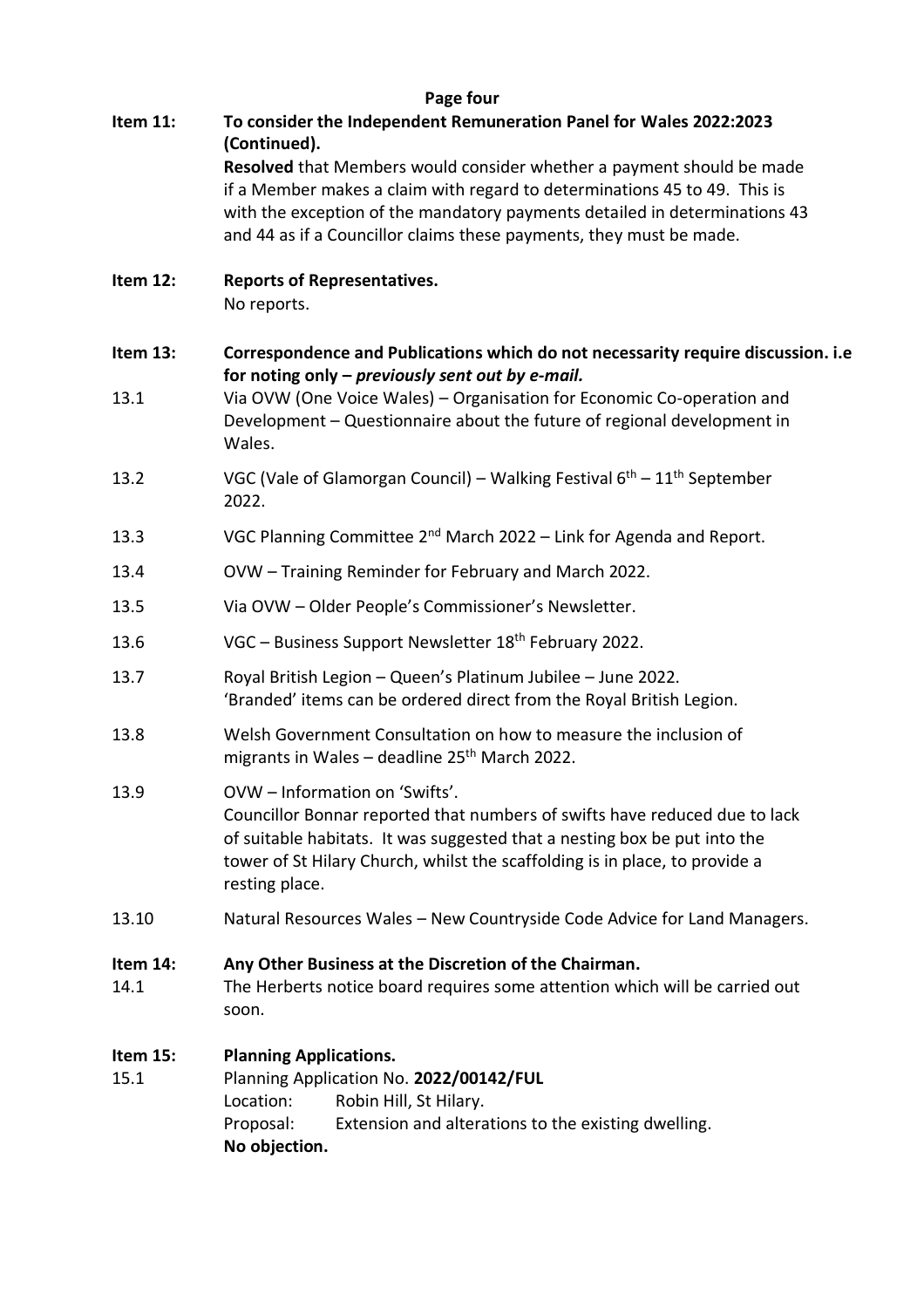**Page four**

**Item 11: To consider the Independent Remuneration Panel for Wales 2022:2023 (Continued).**

**Resolved** that Members would consider whether a payment should be made if a Member makes a claim with regard to determinations 45 to 49. This is with the exception of the mandatory payments detailed in determinations 43 and 44 as if a Councillor claims these payments, they must be made.

**Item 12: Reports of Representatives.**

No reports.

**Item 13: Correspondence and Publications which do not necessarity require discussion. i.e for noting only – *previously sent out by e-mail.***

13.1 Via OVW (One Voice Wales) – Organisation for Economic Co-operation and Development – Questionnaire about the future of regional development in Wales.

13.2 VGC (Vale of Glamorgan Council) – Walking Festival 6th – 11th September 2022.

13.3 VGC Planning Committee 2nd March 2022 – Link for Agenda and Report.

13.4 OVW – Training Reminder for February and March 2022.

13.5 Via OVW – Older People's Commissioner's Newsletter.

13.6 VGC – Business Support Newsletter 18th February 2022.

13.7 Royal British Legion – Queen's Platinum Jubilee – June 2022. 'Branded' items can be ordered direct from the Royal British Legion.

13.8 Welsh Government Consultation on how to measure the inclusion of migrants in Wales – deadline 25th March 2022.

13.9 OVW – Information on 'Swifts'. Councillor Bonnar reported that numbers of swifts have reduced due to lack of suitable habitats. It was suggested that a nesting box be put into the tower of St Hilary Church, whilst the scaffolding is in place, to provide a resting place.

13.10 Natural Resources Wales – New Countryside Code Advice for Land Managers.

**Item 14: Any Other Business at the Discretion of the Chairman.**

14.1 The Herberts notice board requires some attention which will be carried out soon.

**Item 15: Planning Applications.**

15.1 Planning Application No. **2022/00142/FUL**

Location: Robin Hill, St Hilary.

Proposal: Extension and alterations to the existing dwelling.

**No objection.**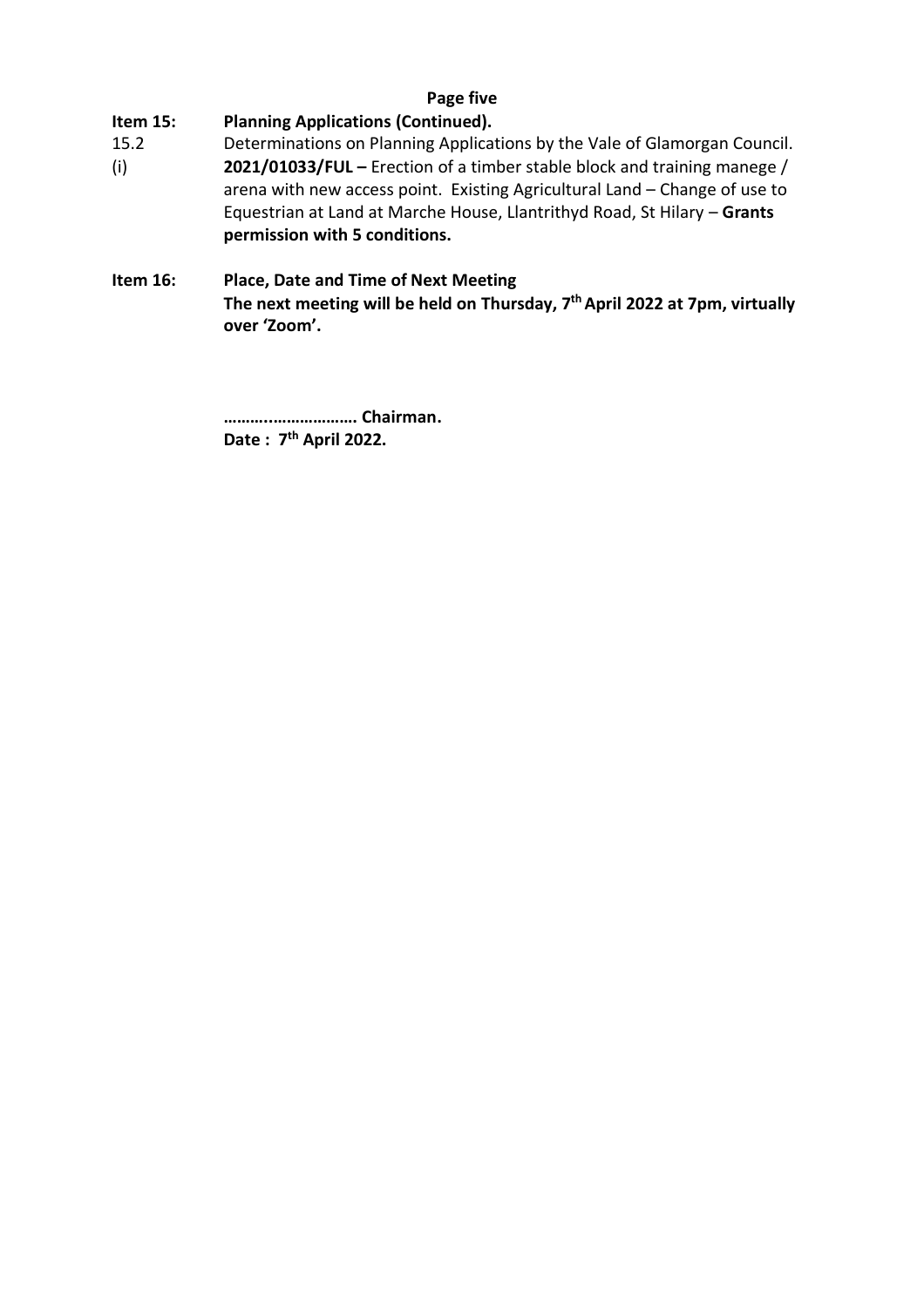**Item 15: Planning Applications (Continued).**

15.2 Determinations on Planning Applications by the Vale of Glamorgan Council.

(i) **2021/01033/FUL –** Erection of a timber stable block and training manege / arena with new access point. Existing Agricultural Land – Change of use to Equestrian at Land at Marche House, Llantrithyd Road, St Hilary – **Grants permission with 5 conditions.**

**Item 16: Place, Date and Time of Next Meeting**

**The next meeting will be held on Thursday, 7th April 2022 at 7pm, virtually over 'Zoom'.**

**……….……………… Chairman.**

**Date : 7th April 2022.**